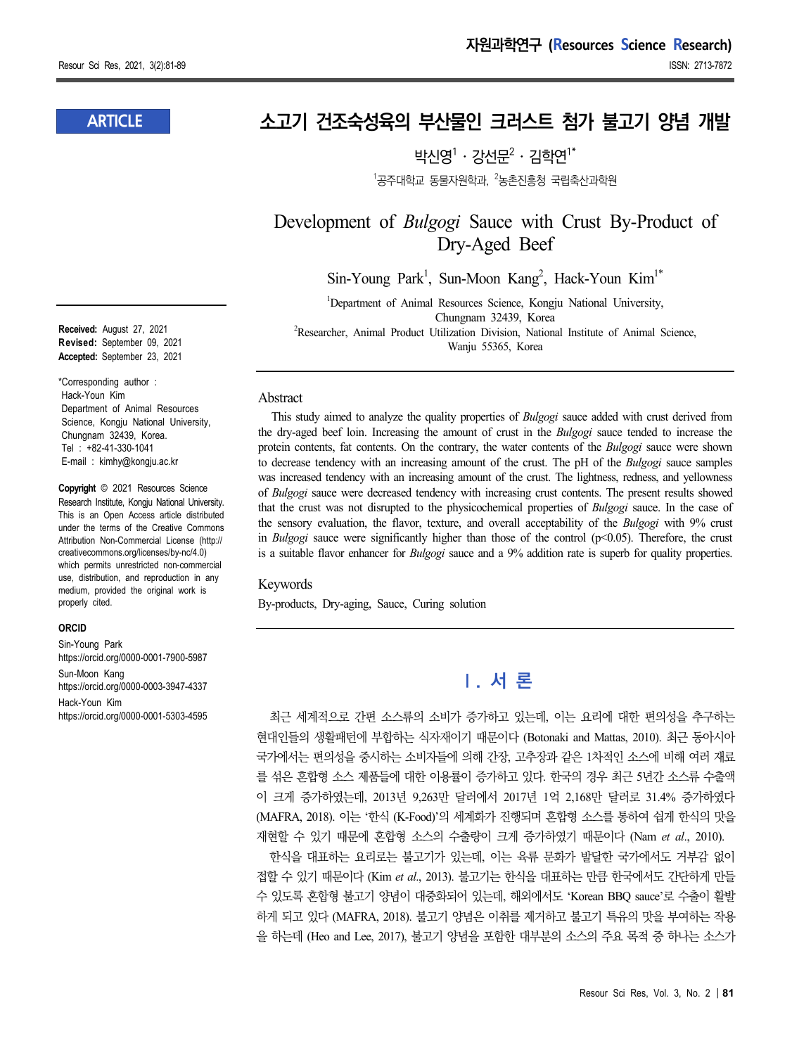ARTICLE

# 소고기 건조숙성육의 부산물인 크러스트 첨가 불고기 양념 개발

박신영[1] · 강선문[2] · 김학연[1*]

[1]공주대학교 동물자원학과, [2]농촌진흥청 국립축산과학원

# Development of *Bulgogi* Sauce with Crust By-Product of Dry-Aged Beef

Sin-Young Park[1], Sun-Moon Kang[2], Hack-Youn Kim[1*]

[1]Department of Animal Resources Science, Kongju National University, Chungnam 32439, Korea

[2]Researcher, Animal Product Utilization Division, National Institute of Animal Science, Wanju 55365, Korea

**Received:** August 27, 2021
**Revised:** September 09, 2021
**Accepted:** September 23, 2021

*Corresponding author : Hack-Youn Kim
Department of Animal Resources Science, Kongju National University, Chungnam 32439, Korea.
Tel : +82-41-330-1041
E-mail : kimhy@kongju.ac.kr

**Copyright** © 2021 Resources Science Research Institute, Kongju National University. This is an Open Access article distributed under the terms of the Creative Commons Attribution Non-Commercial License (http://creativecommons.org/licenses/by-nc/4.0) which permits unrestricted non-commercial use, distribution, and reproduction in any medium, provided the original work is properly cited.

**ORCID**
Sin-Young Park
https://orcid.org/0000-0001-7900-5987
Sun-Moon Kang
https://orcid.org/0000-0003-3947-4337
Hack-Youn Kim
https://orcid.org/0000-0001-5303-4595

## Abstract

This study aimed to analyze the quality properties of *Bulgogi* sauce added with crust derived from the dry-aged beef loin. Increasing the amount of crust in the *Bulgogi* sauce tended to increase the protein contents, fat contents. On the contrary, the water contents of the *Bulgogi* sauce were shown to decrease tendency with an increasing amount of the crust. The pH of the *Bulgogi* sauce samples was increased tendency with an increasing amount of the crust. The lightness, redness, and yellowness of *Bulgogi* sauce were decreased tendency with increasing crust contents. The present results showed that the crust was not disrupted to the physicochemical properties of *Bulgogi* sauce. In the case of the sensory evaluation, the flavor, texture, and overall acceptability of the *Bulgogi* with 9% crust in *Bulgogi* sauce were significantly higher than those of the control ($p<0.05$). Therefore, the crust is a suitable flavor enhancer for *Bulgogi* sauce and a 9% addition rate is superb for quality properties.

## Keywords

By-products, Dry-aging, Sauce, Curing solution

## Ⅰ. 서 론

최근 세계적으로 간편 소스류의 소비가 증가하고 있는데, 이는 요리에 대한 편의성을 추구하는 현대인들의 생활패턴에 부합하는 식자재이기 때문이다 (Botonaki and Mattas, 2010). 최근 동아시아 국가에서는 편의성을 중시하는 소비자들에 의해 간장, 고추장과 같은 1차적인 소스에 비해 여러 재료를 섞은 혼합형 소스 제품들에 대한 이용률이 증가하고 있다. 한국의 경우 최근 5년간 소스류 수출액이 크게 증가하였는데, 2013년 9,263만 달러에서 2017년 1억 2,168만 달러로 31.4% 증가하였다 (MAFRA, 2018). 이는 '한식 (K-Food)'의 세계화가 진행되며 혼합형 소스를 통하여 쉽게 한식의 맛을 재현할 수 있기 때문에 혼합형 소스의 수출량이 크게 증가하였기 때문이다 (Nam *et al*., 2010).

한식을 대표하는 요리로는 불고기가 있는데, 이는 육류 문화가 발달한 국가에서도 거부감 없이 접할 수 있기 때문이다 (Kim *et al*., 2013). 불고기는 한식을 대표하는 만큼 한국에서도 간단하게 만들 수 있도록 혼합형 불고기 양념이 대중화되어 있는데, 해외에서도 'Korean BBQ sauce'로 수출이 활발하게 되고 있다 (MAFRA, 2018). 불고기 양념은 이취를 제거하고 불고기 특유의 맛을 부여하는 작용을 하는데 (Heo and Lee, 2017), 불고기 양념을 포함한 대부분의 소스의 주요 목적 중 하나는 소스가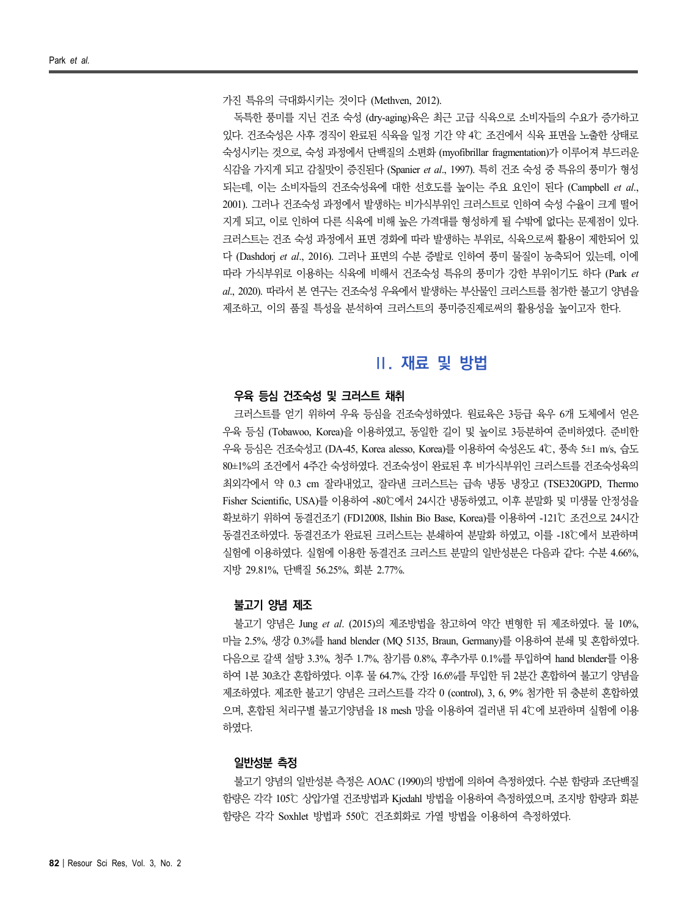가진 특유의 극대화시키는 것이다 (Methven, 2012).

독특한 풍미를 지닌 건조 숙성 (dry-aging)육은 최근 고급 식육으로 소비자들의 수요가 증가하고 있다. 건조숙성은 사후 경직이 완료된 식육을 일정 기간 약 4℃ 조건에서 식육 표면을 노출한 상태로 숙성시키는 것으로, 숙성 과정에서 단백질의 소편화 (myofibrillar fragmentation)가 이루어져 부드러운 식감을 가지게 되고 감칠맛이 증진된다 (Spanier *et al*., 1997). 특히 건조 숙성 중 특유의 풍미가 형성되는데, 이는 소비자들의 건조숙성육에 대한 선호도를 높이는 주요 요인이 된다 (Campbell *et al*., 2001). 그러나 건조숙성 과정에서 발생하는 비가식부위인 크러스트로 인하여 숙성 수율이 크게 떨어지게 되고, 이로 인하여 다른 식육에 비해 높은 가격대를 형성하게 될 수밖에 없다는 문제점이 있다. 크러스트는 건조 숙성 과정에서 표면 경화에 따라 발생하는 부위로, 식육으로써 활용이 제한되어 있다 (Dashdorj *et al*., 2016). 그러나 표면의 수분 증발로 인하여 풍미 물질이 농축되어 있는데, 이에 따라 가식부위로 이용하는 식육에 비해서 건조숙성 특유의 풍미가 강한 부위이기도 하다 (Park *et al*., 2020). 따라서 본 연구는 건조숙성 우육에서 발생하는 부산물인 크러스트를 첨가한 불고기 양념을 제조하고, 이의 품질 특성을 분석하여 크러스트의 풍미증진제로써의 활용성을 높이고자 한다.

## II. 재료 및 방법

### 우육 등심 건조숙성 및 크러스트 채취

크러스트를 얻기 위하여 우육 등심을 건조숙성하였다. 원료육은 3등급 육우 6개 도체에서 얻은 우육 등심 (Tobawoo, Korea)을 이용하였고, 동일한 길이 및 높이로 3등분하여 준비하였다. 준비한 우육 등심은 건조숙성고 (DA-45, Korea alesso, Korea)를 이용하여 숙성온도 4℃, 풍속 5±1 m/s, 습도 80±1%의 조건에서 4주간 숙성하였다. 건조숙성이 완료된 후 비가식부위인 크러스트를 건조숙성육의 최외각에서 약 0.3 cm 잘라내었고, 잘라낸 크러스트는 급속 냉동 냉장고 (TSE320GPD, Thermo Fisher Scientific, USA)를 이용하여 -80℃에서 24시간 냉동하였고, 이후 분말화 및 미생물 안정성을 확보하기 위하여 동결건조기 (FD12008, Ilshin Bio Base, Korea)를 이용하여 -121℃ 조건으로 24시간 동결건조하였다. 동결건조가 완료된 크러스트는 분쇄하여 분말화 하였고, 이를 -18℃에서 보관하며 실험에 이용하였다. 실험에 이용한 동결건조 크러스트 분말의 일반성분은 다음과 같다: 수분 4.66%, 지방 29.81%, 단백질 56.25%, 회분 2.77%.

### 불고기 양념 제조

불고기 양념은 Jung *et al*. (2015)의 제조방법을 참고하여 약간 변형한 뒤 제조하였다. 물 10%, 마늘 2.5%, 생강 0.3%를 hand blender (MQ 5135, Braun, Germany)를 이용하여 분쇄 및 혼합하였다. 다음으로 갈색 설탕 3.3%, 청주 1.7%, 참기름 0.8%, 후추가루 0.1%를 투입하여 hand blender를 이용하여 1분 30초간 혼합하였다. 이후 물 64.7%, 간장 16.6%를 투입한 뒤 2분간 혼합하여 불고기 양념을 제조하였다. 제조한 불고기 양념은 크러스트를 각각 0 (control), 3, 6, 9% 첨가한 뒤 충분히 혼합하였으며, 혼합된 처리구별 불고기양념을 18 mesh 망을 이용하여 걸러낸 뒤 4℃에 보관하며 실험에 이용하였다.

### 일반성분 측정

불고기 양념의 일반성분 측정은 AOAC (1990)의 방법에 의하여 측정하였다. 수분 함량과 조단백질 함량은 각각 105℃ 상압가열 건조방법과 Kjedahl 방법을 이용하여 측정하였으며, 조지방 함량과 회분 함량은 각각 Soxhlet 방법과 550℃ 건조회화로 가열 방법을 이용하여 측정하였다.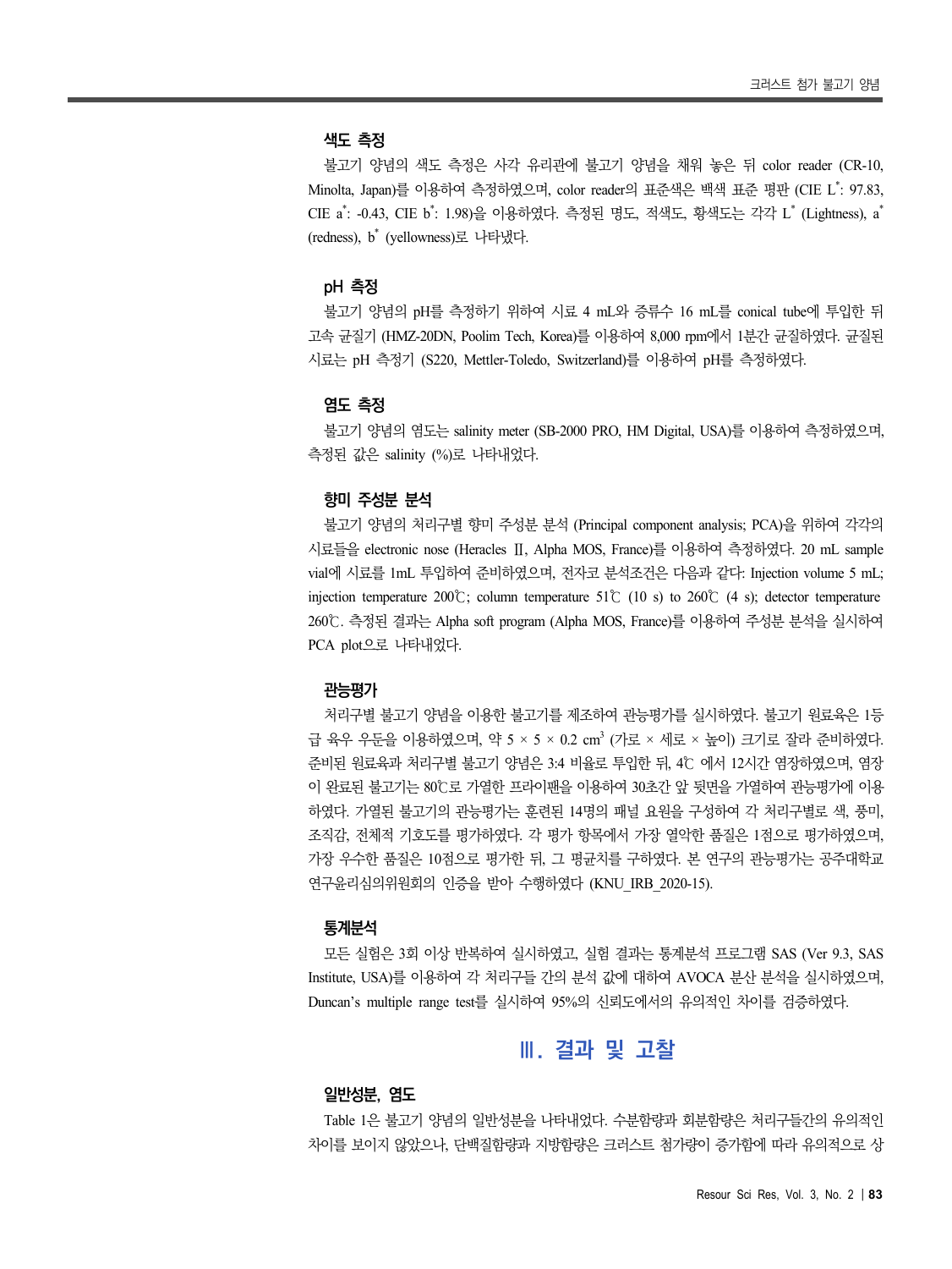### 색도 측정

불고기 양념의 색도 측정은 사각 유리관에 불고기 양념을 채워 놓은 뒤 color reader (CR-10, Minolta, Japan)를 이용하여 측정하였으며, color reader의 표준색은 백색 표준 평판 (CIE $L^*$: 97.83, CIE $a^*$: -0.43, CIE $b^*$: 1.98)을 이용하였다. 측정된 명도, 적색도, 황색도는 각각 $L^*$ (Lightness), $a^*$ (redness), $b^*$ (yellowness)로 나타냈다.

### pH 측정

불고기 양념의 pH를 측정하기 위하여 시료 4 mL와 증류수 16 mL를 conical tube에 투입한 뒤 고속 균질기 (HMZ-20DN, Poolim Tech, Korea)를 이용하여 8,000 rpm에서 1분간 균질하였다. 균질된 시료는 pH 측정기 (S220, Mettler-Toledo, Switzerland)를 이용하여 pH를 측정하였다.

### 염도 측정

불고기 양념의 염도는 salinity meter (SB-2000 PRO, HM Digital, USA)를 이용하여 측정하였으며, 측정된 값은 salinity (%)로 나타내었다.

### 향미 주성분 분석

불고기 양념의 처리구별 향미 주성분 분석 (Principal component analysis; PCA)을 위하여 각각의 시료들을 electronic nose (Heracles Ⅱ, Alpha MOS, France)를 이용하여 측정하였다. 20 mL sample vial에 시료를 1mL 투입하여 준비하였으며, 전자코 분석조건은 다음과 같다: Injection volume 5 mL; injection temperature 200℃; column temperature 51℃ (10 s) to 260℃ (4 s); detector temperature 260℃. 측정된 결과는 Alpha soft program (Alpha MOS, France)를 이용하여 주성분 분석을 실시하여 PCA plot으로 나타내었다.

### 관능평가

처리구별 불고기 양념을 이용한 불고기를 제조하여 관능평가를 실시하였다. 불고기 원료육은 1등급 육우 우둔을 이용하였으며, 약 5 × 5 × 0.2 $cm^3$ (가로 × 세로 × 높이) 크기로 잘라 준비하였다. 준비된 원료육과 처리구별 불고기 양념은 3:4 비율로 투입한 뒤, 4℃ 에서 12시간 염장하였으며, 염장이 완료된 불고기는 80℃로 가열한 프라이팬을 이용하여 30초간 앞 뒷면을 가열하여 관능평가에 이용하였다. 가열된 불고기의 관능평가는 훈련된 14명의 패널 요원을 구성하여 각 처리구별로 색, 풍미, 조직감, 전체적 기호도를 평가하였다. 각 평가 항목에서 가장 열악한 품질은 1점으로 평가하였으며, 가장 우수한 품질은 10점으로 평가한 뒤, 그 평균치를 구하였다. 본 연구의 관능평가는 공주대학교 연구윤리심의위원회의 인증을 받아 수행하였다 (KNU_IRB_2020-15).

### 통계분석

모든 실험은 3회 이상 반복하여 실시하였고, 실험 결과는 통계분석 프로그램 SAS (Ver 9.3, SAS Institute, USA)를 이용하여 각 처리구들 간의 분석 값에 대하여 AVOCA 분산 분석을 실시하였으며, Duncan's multiple range test를 실시하여 95%의 신뢰도에서의 유의적인 차이를 검증하였다.

## Ⅲ. 결과 및 고찰

### 일반성분, 염도

Table 1은 불고기 양념의 일반성분을 나타내었다. 수분함량과 회분함량은 처리구들간의 유의적인 차이를 보이지 않았으나, 단백질함량과 지방함량은 크러스트 첨가량이 증가함에 따라 유의적으로 상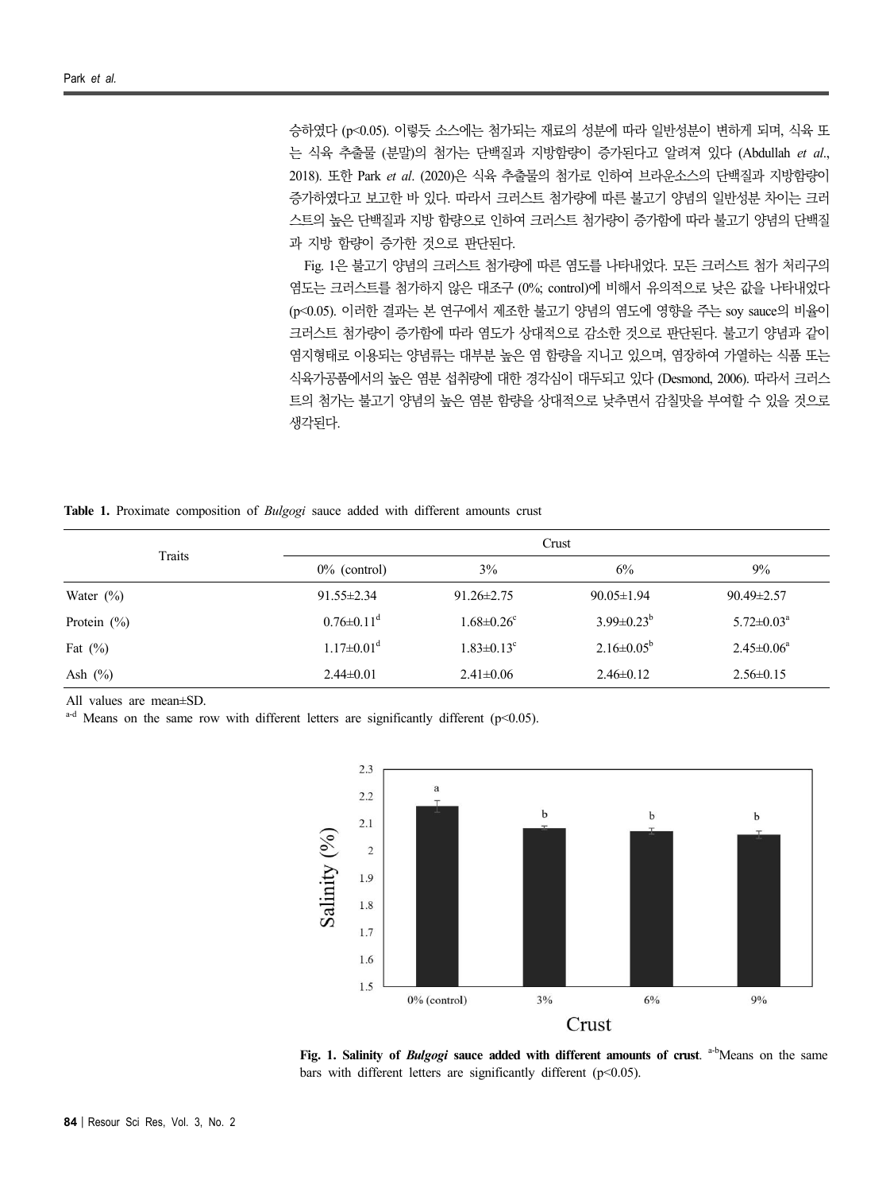승하였다 (p<0.05). 이렇듯 소스에는 첨가되는 재료의 성분에 따라 일반성분이 변하게 되며, 식육 또는 식육 추출물 (분말)의 첨가는 단백질과 지방함량이 증가된다고 알려져 있다 (Abdullah *et al*., 2018). 또한 Park *et al*. (2020)은 식육 추출물의 첨가로 인하여 브라운소스의 단백질과 지방함량이 증가하였다고 보고한 바 있다. 따라서 크러스트 첨가량에 따른 불고기 양념의 일반성분 차이는 크러스트의 높은 단백질과 지방 함량으로 인하여 크러스트 첨가량이 증가함에 따라 불고기 양념의 단백질과 지방 함량이 증가한 것으로 판단된다.

Fig. 1은 불고기 양념의 크러스트 첨가량에 따른 염도를 나타내었다. 모든 크러스트 첨가 처리구의 염도는 크러스트를 첨가하지 않은 대조구 (0%; control)에 비해서 유의적으로 낮은 값을 나타내었다 (p<0.05). 이러한 결과는 본 연구에서 제조한 불고기 양념의 염도에 영향을 주는 soy sauce의 비율이 크러스트 첨가량이 증가함에 따라 염도가 상대적으로 감소한 것으로 판단된다. 불고기 양념과 같이 염지형태로 이용되는 양념류는 대부분 높은 염 함량을 지니고 있으며, 염장하여 가열하는 식품 또는 식육가공품에서의 높은 염분 섭취량에 대한 경각심이 대두되고 있다 (Desmond, 2006). 따라서 크러스트의 첨가는 불고기 양념의 높은 염분 함량을 상대적으로 낮추면서 감칠맛을 부여할 수 있을 것으로 생각된다.

**Table 1.** Proximate composition of *Bulgogi* sauce added with different amounts crust

| Traits | Crust | | | |
|---|---|---|---|---|
| | 0% (control) | 3% | 6% | 9% |
| Water (%) | 91.55±2.34 | 91.26±2.75 | 90.05±1.94 | 90.49±2.57 |
| Protein (%) | 0.76±0.11$^{d}$ | 1.68±0.26$^{c}$ | 3.99±0.23$^{b}$ | 5.72±0.03$^{a}$ |
| Fat (%) | 1.17±0.01$^{d}$ | 1.83±0.13$^{c}$ | 2.16±0.05$^{b}$ | 2.45±0.06$^{a}$ |
| Ash (%) | 2.44±0.01 | 2.41±0.06 | 2.46±0.12 | 2.56±0.15 |

All values are mean±SD.

$^{a-d}$ Means on the same row with different letters are significantly different (p<0.05).

**Fig. 1. Salinity of *Bulgogi* sauce added with different amounts of crust**. $^{a-b}$Means on the same bars with different letters are significantly different (p<0.05).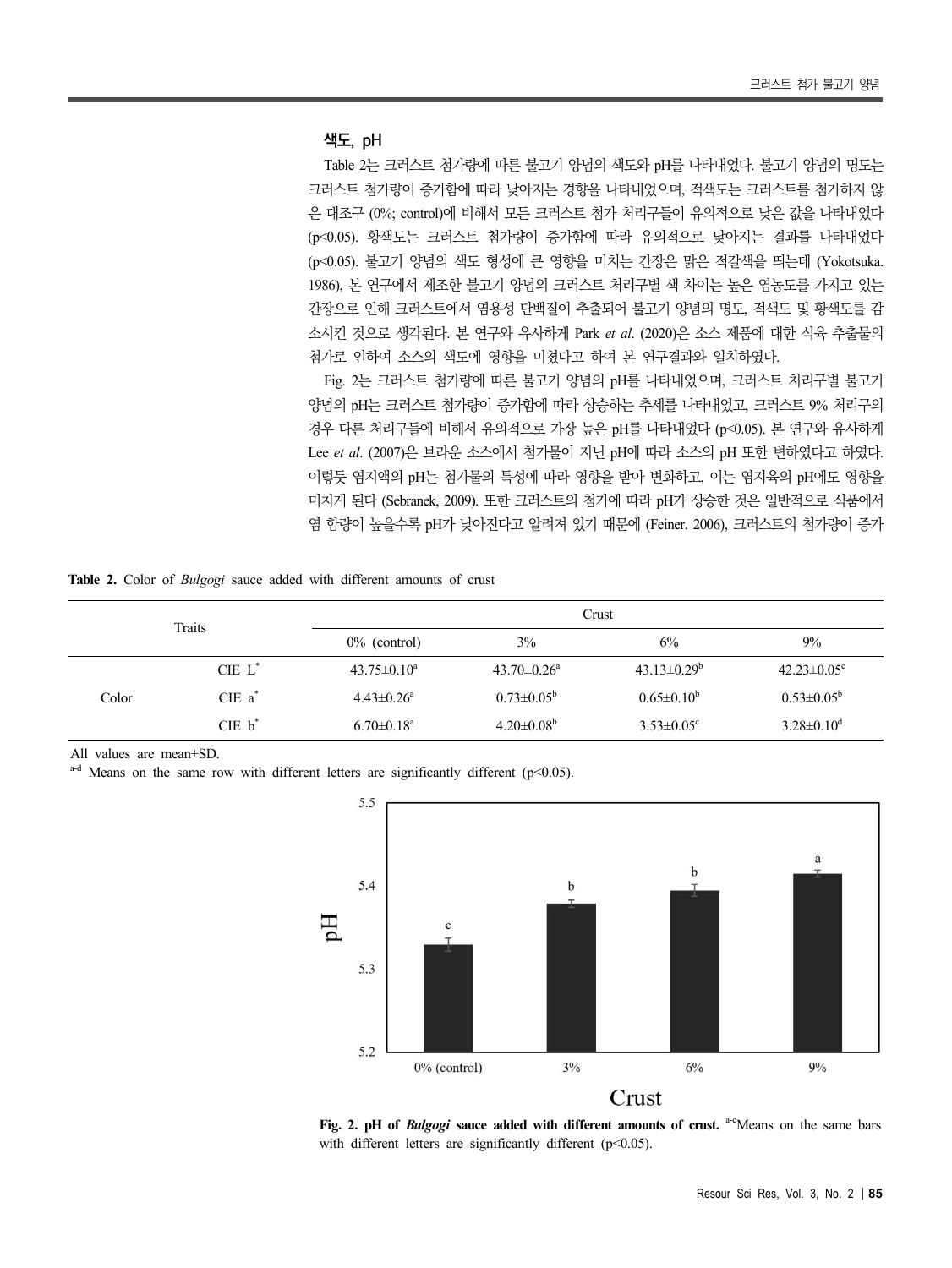### 색도, pH

Table 2는 크러스트 첨가량에 따른 불고기 양념의 색도와 pH를 나타내었다. 불고기 양념의 명도는 크러스트 첨가량이 증가함에 따라 낮아지는 경향을 나타내었으며, 적색도는 크러스트를 첨가하지 않은 대조구 (0%; control)에 비해서 모든 크러스트 첨가 처리구들이 유의적으로 낮은 값을 나타내었다 ($p<0.05$). 황색도는 크러스트 첨가량이 증가함에 따라 유의적으로 낮아지는 결과를 나타내었다 ($p<0.05$). 불고기 양념의 색도 형성에 큰 영향을 미치는 간장은 맑은 적갈색을 띄는데 (Yokotsuka. 1986), 본 연구에서 제조한 불고기 양념의 크러스트 처리구별 색 차이는 높은 염농도를 가지고 있는 간장으로 인해 크러스트에서 염용성 단백질이 추출되어 불고기 양념의 명도, 적색도 및 황색도를 감소시킨 것으로 생각된다. 본 연구와 유사하게 Park *et al*. (2020)은 소스 제품에 대한 식육 추출물의 첨가로 인하여 소스의 색도에 영향을 미쳤다고 하여 본 연구결과와 일치하였다.

Fig. 2는 크러스트 첨가량에 따른 불고기 양념의 pH를 나타내었으며, 크러스트 처리구별 불고기 양념의 pH는 크러스트 첨가량이 증가함에 따라 상승하는 추세를 나타내었고, 크러스트 9% 처리구의 경우 다른 처리구들에 비해서 유의적으로 가장 높은 pH를 나타내었다 ($p<0.05$). 본 연구와 유사하게 Lee *et al*. (2007)은 브라운 소스에서 첨가물이 지닌 pH에 따라 소스의 pH 또한 변하였다고 하였다. 이렇듯 염지액의 pH는 첨가물의 특성에 따라 영향을 받아 변화하고, 이는 염지육의 pH에도 영향을 미치게 된다 (Sebranek, 2009). 또한 크러스트의 첨가에 따라 pH가 상승한 것은 일반적으로 식품에서 염 함량이 높을수록 pH가 낮아진다고 알려져 있기 때문에 (Feiner. 2006), 크러스트의 첨가량이 증가

**Table 2.** Color of *Bulgogi* sauce added with different amounts of crust

| Traits | | Crust | | | |
|---|---|---|---|---|---|
| | | 0% (control) | 3% | 6% | 9% |
| Color | CIE $L^*$ | $43.75±0.10^a$ | $43.70±0.26^a$ | $43.13±0.29^b$ | $42.23±0.05^c$ |
| | CIE $a^*$ | $4.43±0.26^a$ | $0.73±0.05^b$ | $0.65±0.10^b$ | $0.53±0.05^b$ |
| | CIE $b^*$ | $6.70±0.18^a$ | $4.20±0.08^b$ | $3.53±0.05^c$ | $3.28±0.10^d$ |

All values are mean±SD.

[a-d] Means on the same row with different letters are significantly different ($p<0.05$).

**Fig. 2. pH of *Bulgogi* sauce added with different amounts of crust.** [a-c]Means on the same bars with different letters are significantly different ($p<0.05$).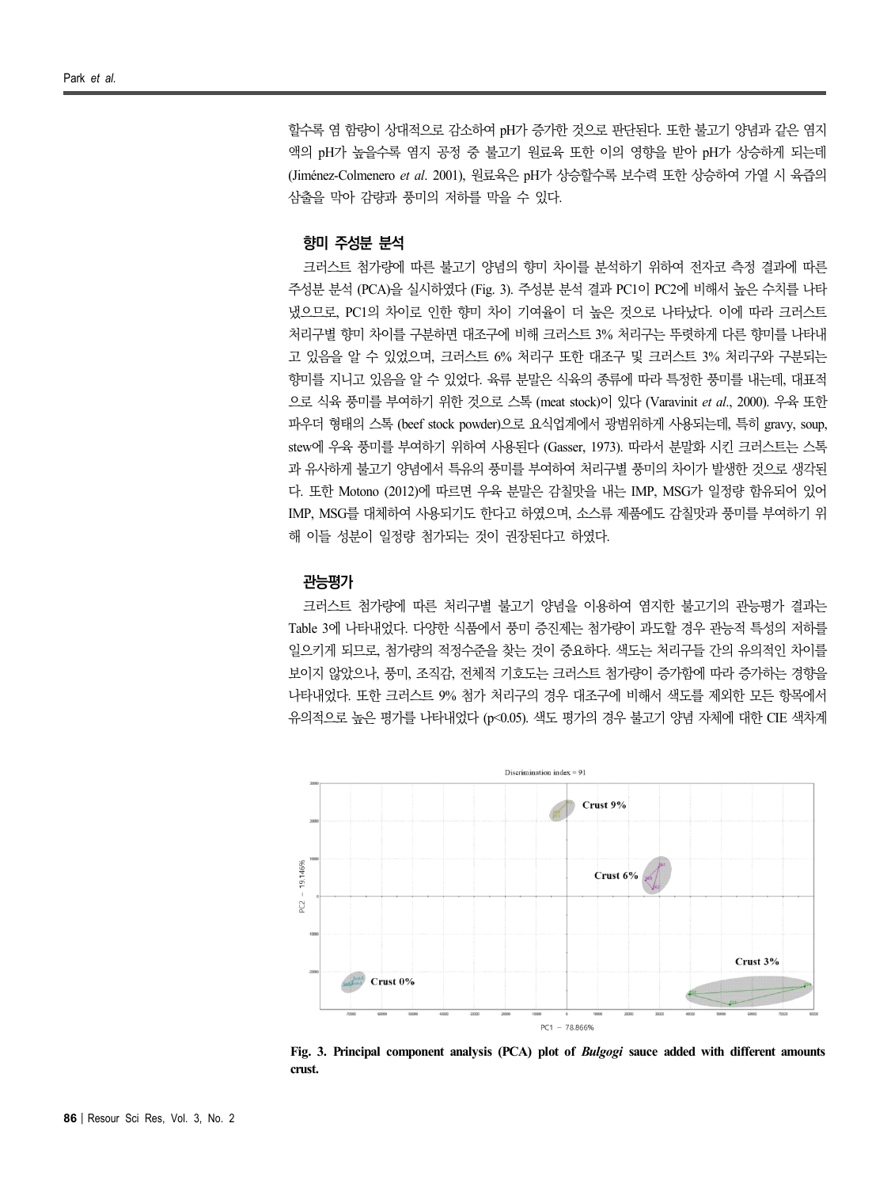할수록 염 함량이 상대적으로 감소하여 pH가 증가한 것으로 판단된다. 또한 불고기 양념과 같은 염지액의 pH가 높을수록 염지 공정 중 불고기 원료육 또한 이의 영향을 받아 pH가 상승하게 되는데 (Jiménez-Colmenero *et al*. 2001), 원료육은 pH가 상승할수록 보수력 또한 상승하여 가열 시 육즙의 삼출을 막아 감량과 풍미의 저하를 막을 수 있다.

### 향미 주성분 분석

크러스트 첨가량에 따른 불고기 양념의 향미 차이를 분석하기 위하여 전자코 측정 결과에 따른 주성분 분석 (PCA)을 실시하였다 (Fig. 3). 주성분 분석 결과 PC1이 PC2에 비해서 높은 수치를 나타냈으므로, PC1의 차이로 인한 향미 차이 기여율이 더 높은 것으로 나타났다. 이에 따라 크러스트 처리구별 향미 차이를 구분하면 대조구에 비해 크러스트 3% 처리구는 뚜렷하게 다른 향미를 나타내고 있음을 알 수 있었으며, 크러스트 6% 처리구 또한 대조구 및 크러스트 3% 처리구와 구분되는 향미를 지니고 있음을 알 수 있었다. 육류 분말은 식육의 종류에 따라 특정한 풍미를 내는데, 대표적으로 식육 풍미를 부여하기 위한 것으로 스톡 (meat stock)이 있다 (Varavinit *et al*., 2000). 우육 또한 파우더 형태의 스톡 (beef stock powder)으로 요식업계에서 광범위하게 사용되는데, 특히 gravy, soup, stew에 우육 풍미를 부여하기 위하여 사용된다 (Gasser, 1973). 따라서 분말화 시킨 크러스트는 스톡과 유사하게 불고기 양념에서 특유의 풍미를 부여하여 처리구별 풍미의 차이가 발생한 것으로 생각된다. 또한 Motono (2012)에 따르면 우육 분말은 감칠맛을 내는 IMP, MSG가 일정량 함유되어 있어 IMP, MSG를 대체하여 사용되기도 한다고 하였으며, 소스류 제품에도 감칠맛과 풍미를 부여하기 위해 이들 성분이 일정량 첨가되는 것이 권장된다고 하였다.

### 관능평가

크러스트 첨가량에 따른 처리구별 불고기 양념을 이용하여 염지한 불고기의 관능평가 결과는 Table 3에 나타내었다. 다양한 식품에서 풍미 증진제는 첨가량이 과도할 경우 관능적 특성의 저하를 일으키게 되므로, 첨가량의 적정수준을 찾는 것이 중요하다. 색도는 처리구들 간의 유의적인 차이를 보이지 않았으나, 풍미, 조직감, 전체적 기호도는 크러스트 첨가량이 증가함에 따라 증가하는 경향을 나타내었다. 또한 크러스트 9% 첨가 처리구의 경우 대조구에 비해서 색도를 제외한 모든 항목에서 유의적으로 높은 평가를 나타내었다 ($p<0.05$). 색도 평가의 경우 불고기 양념 자체에 대한 CIE 색차계

**Fig. 3. Principal component analysis (PCA) plot of *Bulgogi* sauce added with different amounts crust.**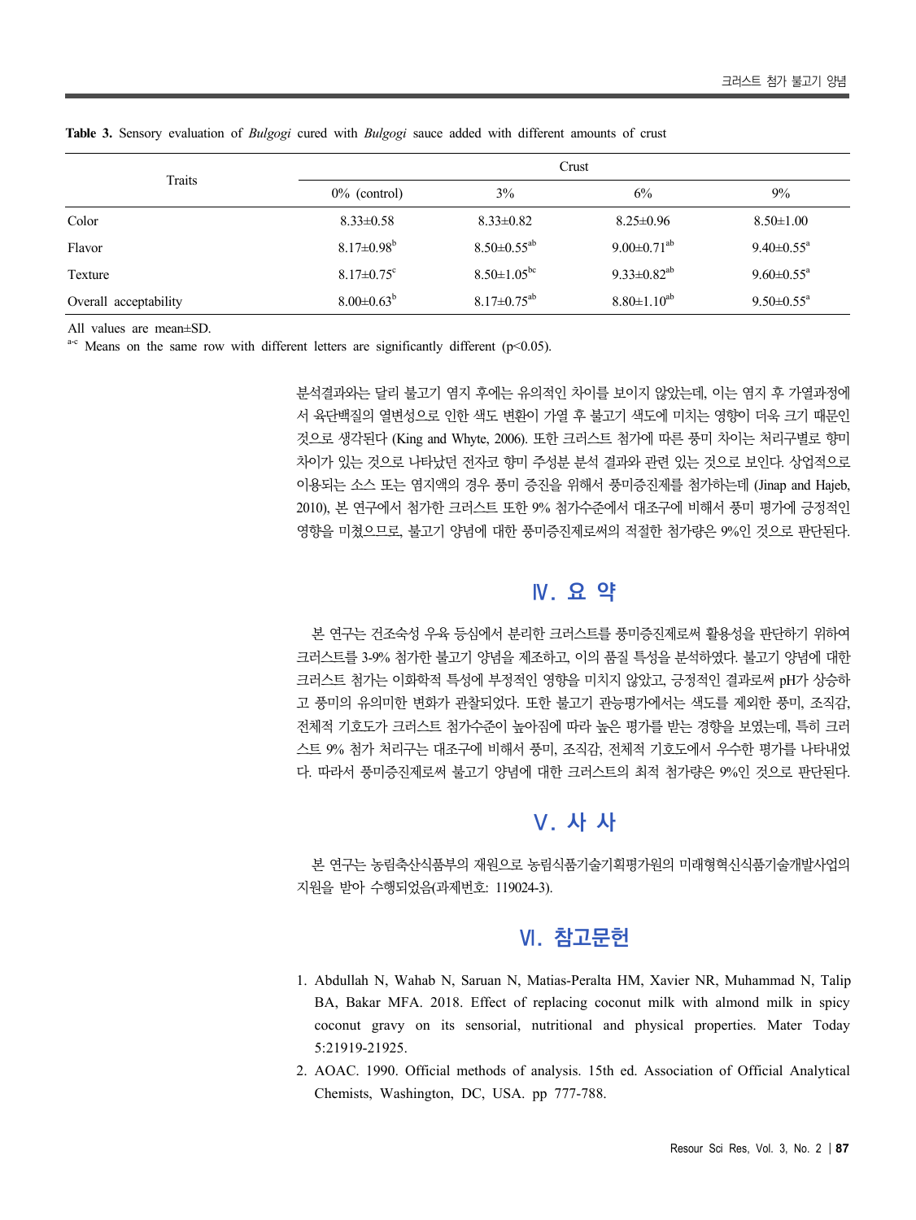**Table 3.** Sensory evaluation of *Bulgogi* cured with *Bulgogi* sauce added with different amounts of crust

| Traits | Crust | | | |
|---|---|---|---|---|
| | 0% (control) | 3% | 6% | 9% |
| Color | 8.33±0.58 | 8.33±0.82 | 8.25±0.96 | 8.50±1.00 |
| Flavor | 8.17±0.98[b] | 8.50±0.55[ab] | 9.00±0.71[ab] | 9.40±0.55[a] |
| Texture | 8.17±0.75[c] | 8.50±1.05[bc] | 9.33±0.82[ab] | 9.60±0.55[a] |
| Overall acceptability | 8.00±0.63[b] | 8.17±0.75[ab] | 8.80±1.10[ab] | 9.50±0.55[a] |

All values are mean±SD.
[a-c] Means on the same row with different letters are significantly different ($p<0.05$).

분석결과와는 달리 불고기 염지 후에는 유의적인 차이를 보이지 않았는데, 이는 염지 후 가열과정에서 육단백질의 열변성으로 인한 색도 변환이 가열 후 불고기 색도에 미치는 영향이 더욱 크기 때문인 것으로 생각된다 (King and Whyte, 2006). 또한 크러스트 첨가에 따른 풍미 차이는 처리구별로 향미 차이가 있는 것으로 나타났던 전자코 향미 주성분 분석 결과와 관련 있는 것으로 보인다. 상업적으로 이용되는 소스 또는 염지액의 경우 풍미 증진을 위해서 풍미증진제를 첨가하는데 (Jinap and Hajeb, 2010), 본 연구에서 첨가한 크러스트 또한 9% 첨가수준에서 대조구에 비해서 풍미 평가에 긍정적인 영향을 미쳤으므로, 불고기 양념에 대한 풍미증진제로써의 적절한 첨가량은 9%인 것으로 판단된다.

## Ⅳ. 요 약

본 연구는 건조숙성 우육 등심에서 분리한 크러스트를 풍미증진제로써 활용성을 판단하기 위하여 크러스트를 3-9% 첨가한 불고기 양념을 제조하고, 이의 품질 특성을 분석하였다. 불고기 양념에 대한 크러스트 첨가는 이화학적 특성에 부정적인 영향을 미치지 않았고, 긍정적인 결과로써 pH가 상승하고 풍미의 유의미한 변화가 관찰되었다. 또한 불고기 관능평가에서는 색도를 제외한 풍미, 조직감, 전체적 기호도가 크러스트 첨가수준이 높아짐에 따라 높은 평가를 받는 경향을 보였는데, 특히 크러스트 9% 첨가 처리구는 대조구에 비해서 풍미, 조직감, 전체적 기호도에서 우수한 평가를 나타내었다. 따라서 풍미증진제로써 불고기 양념에 대한 크러스트의 최적 첨가량은 9%인 것으로 판단된다.

## Ⅴ. 사 사

본 연구는 농림축산식품부의 재원으로 농림식품기술기획평가원의 미래형혁신식품기술개발사업의 지원을 받아 수행되었음(과제번호: 119024-3).

## Ⅵ. 참고문헌

1. Abdullah N, Wahab N, Saruan N, Matias-Peralta HM, Xavier NR, Muhammad N, Talip BA, Bakar MFA. 2018. Effect of replacing coconut milk with almond milk in spicy coconut gravy on its sensorial, nutritional and physical properties. Mater Today 5:21919-21925.
2. AOAC. 1990. Official methods of analysis. 15th ed. Association of Official Analytical Chemists, Washington, DC, USA. pp 777-788.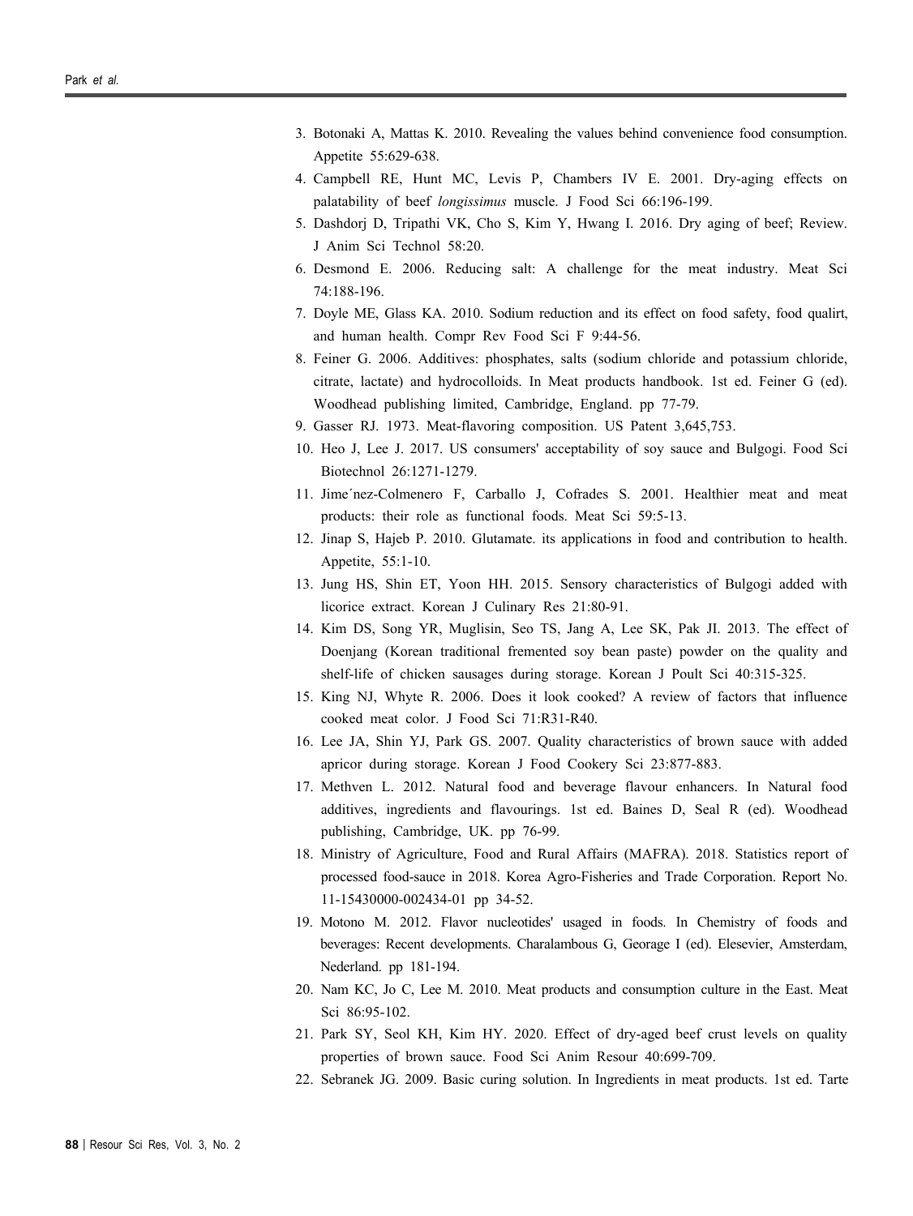3. Botonaki A, Mattas K. 2010. Revealing the values behind convenience food consumption. Appetite 55:629-638.
4. Campbell RE, Hunt MC, Levis P, Chambers IV E. 2001. Dry-aging effects on palatability of beef *longissimus* muscle. J Food Sci 66:196-199.
5. Dashdorj D, Tripathi VK, Cho S, Kim Y, Hwang I. 2016. Dry aging of beef; Review. J Anim Sci Technol 58:20.
6. Desmond E. 2006. Reducing salt: A challenge for the meat industry. Meat Sci 74:188-196.
7. Doyle ME, Glass KA. 2010. Sodium reduction and its effect on food safety, food qualirt, and human health. Compr Rev Food Sci F 9:44-56.
8. Feiner G. 2006. Additives: phosphates, salts (sodium chloride and potassium chloride, citrate, lactate) and hydrocolloids. In Meat products handbook. 1st ed. Feiner G (ed). Woodhead publishing limited, Cambridge, England. pp 77-79.
9. Gasser RJ. 1973. Meat-flavoring composition. US Patent 3,645,753.
10. Heo J, Lee J. 2017. US consumers' acceptability of soy sauce and Bulgogi. Food Sci Biotechnol 26:1271-1279.
11. Jime´nez-Colmenero F, Carballo J, Cofrades S. 2001. Healthier meat and meat products: their role as functional foods. Meat Sci 59:5-13.
12. Jinap S, Hajeb P. 2010. Glutamate. its applications in food and contribution to health. Appetite, 55:1-10.
13. Jung HS, Shin ET, Yoon HH. 2015. Sensory characteristics of Bulgogi added with licorice extract. Korean J Culinary Res 21:80-91.
14. Kim DS, Song YR, Muglisin, Seo TS, Jang A, Lee SK, Pak JI. 2013. The effect of Doenjang (Korean traditional frmented soy bean paste) powder on the quality and shelf-life of chicken sausages during storage. Korean J Poult Sci 40:315-325.
15. King NJ, Whyte R. 2006. Does it look cooked? A review of factors that influence cooked meat color. J Food Sci 71:R31-R40.
16. Lee JA, Shin YJ, Park GS. 2007. Quality characteristics of brown sauce with added apricor during storage. Korean J Food Cookery Sci 23:877-883.
17. Methven L. 2012. Natural food and beverage flavour enhancers. In Natural food additives, ingredients and flavourings. 1st ed. Baines D, Seal R (ed). Woodhead publishing, Cambridge, UK. pp 76-99.
18. Ministry of Agriculture, Food and Rural Affairs (MAFRA). 2018. Statistics report of processed food-sauce in 2018. Korea Agro-Fisheries and Trade Corporation. Report No. 11-15430000-002434-01 pp 34-52.
19. Motono M. 2012. Flavor nucleotides' usaged in foods. In Chemistry of foods and beverages: Recent developments. Charalambous G, Georage I (ed). Elesevier, Amsterdam, Nederland. pp 181-194.
20. Nam KC, Jo C, Lee M. 2010. Meat products and consumption culture in the East. Meat Sci 86:95-102.
21. Park SY, Seol KH, Kim HY. 2020. Effect of dry-aged beef crust levels on quality properties of brown sauce. Food Sci Anim Resour 40:699-709.
22. Sebranek JG. 2009. Basic curing solution. In Ingredients in meat products. 1st ed. Tarte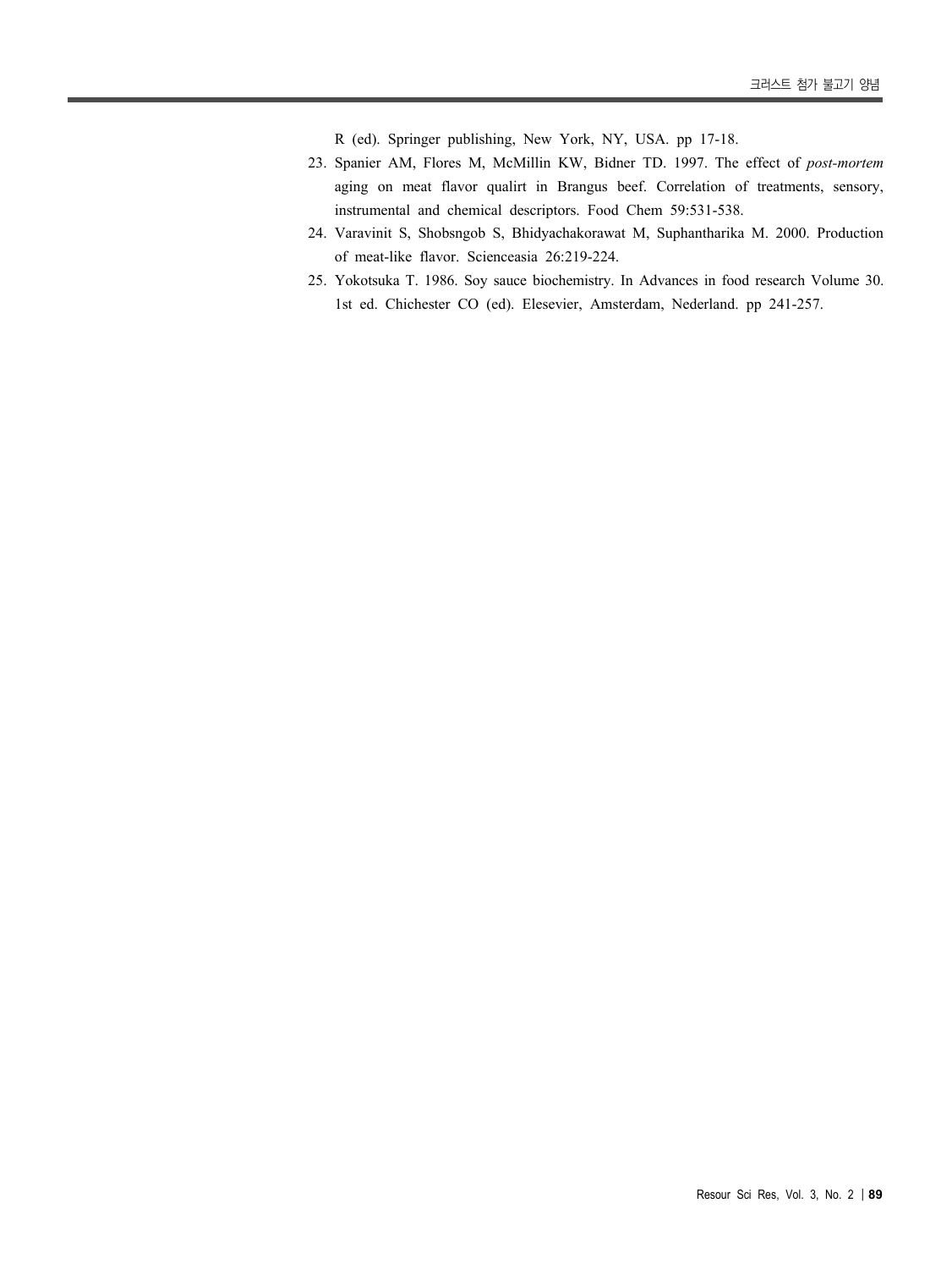R (ed). Springer publishing, New York, NY, USA. pp 17-18.

23. Spanier AM, Flores M, McMillin KW, Bidner TD. 1997. The effect of *post-mortem* aging on meat flavor qualirt in Brangus beef. Correlation of treatments, sensory, instrumental and chemical descriptors. Food Chem 59:531-538.
24. Varavinit S, Shobsngob S, Bhidyachakorawat M, Suphantharika M. 2000. Production of meat-like flavor. Scienceasia 26:219-224.
25. Yokotsuka T. 1986. Soy sauce biochemistry. In Advances in food research Volume 30. 1st ed. Chichester CO (ed). Elesevier, Amsterdam, Nederland. pp 241-257.